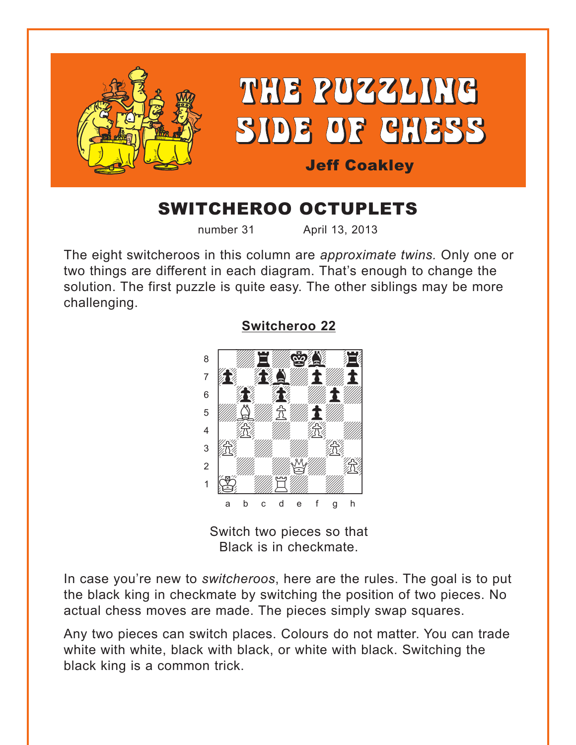# THE PUZZLING SIDE OF CHESS

**Jeff Coakley**

## SWITCHEROO OCTUPLETS

number 31 April 13, 2013

The eight switcheroos in this column are *approximate twins.* Only one or two things are different in each diagram. That's enough to change the solution. The first puzzle is quite easy. The other siblings may be more challenging.

### Switcheroo 22

Switch two pieces so that Black is in checkmate.

In case you're new to *switcheroos*, here are the rules. The goal is to put the black king in checkmate by switching the position of two pieces. No actual chess moves are made. The pieces simply swap squares.

Any two pieces can switch places. Colours do not matter. You can trade white with white, black with black, or white with black. Switching the black king is a common trick.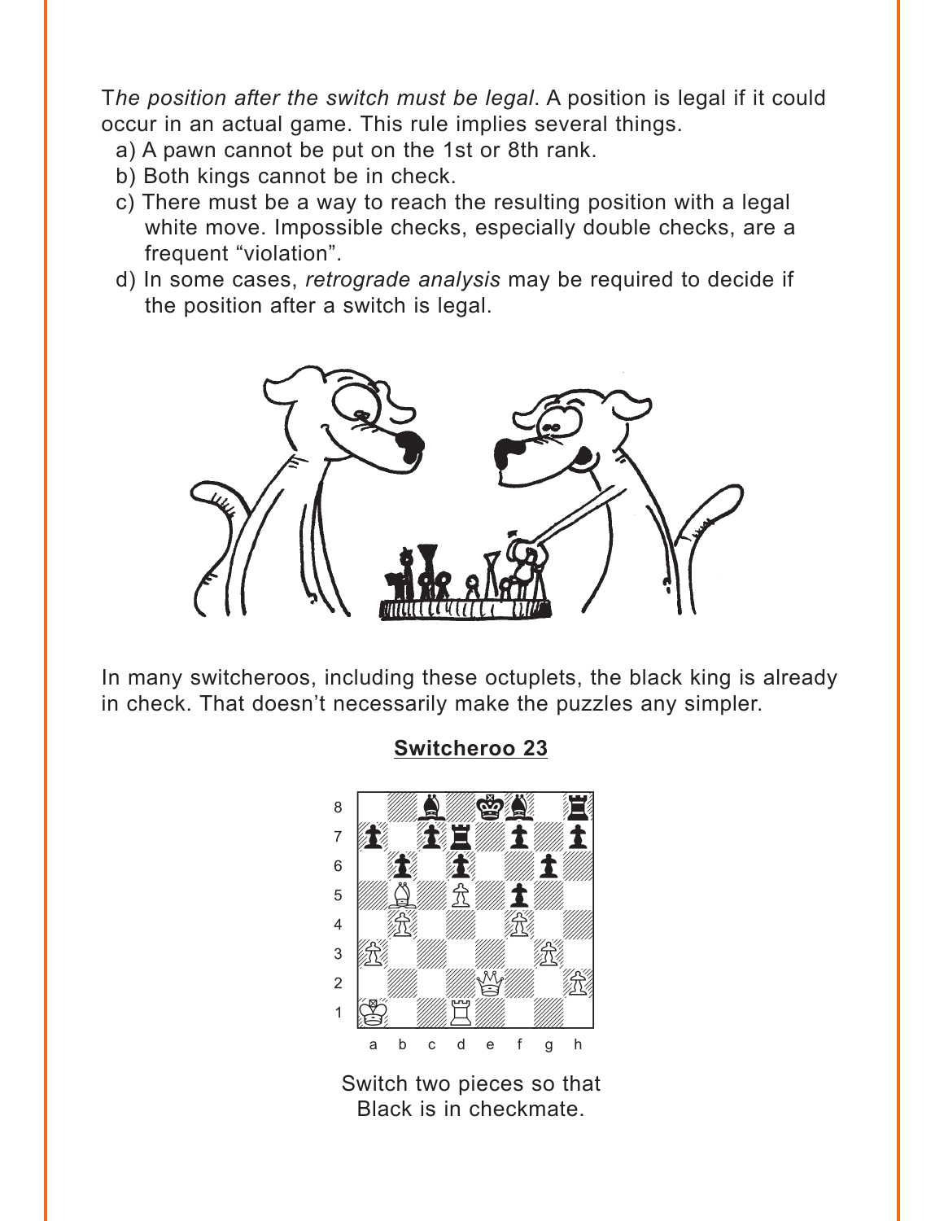T*he position after the switch must be legal*. A position is legal if it could occur in an actual game. This rule implies several things.

a) A pawn cannot be put on the 1st or 8th rank.
b) Both kings cannot be in check.
c) There must be a way to reach the resulting position with a legal white move. Impossible checks, especially double checks, are a frequent "violation".
d) In some cases, *retrograde analysis* may be required to decide if the position after a switch is legal.

In many switcheroos, including these octuplets, the black king is already in check. That doesn't necessarily make the puzzles any simpler.

## Switcheroo 23

Switch two pieces so that Black is in checkmate.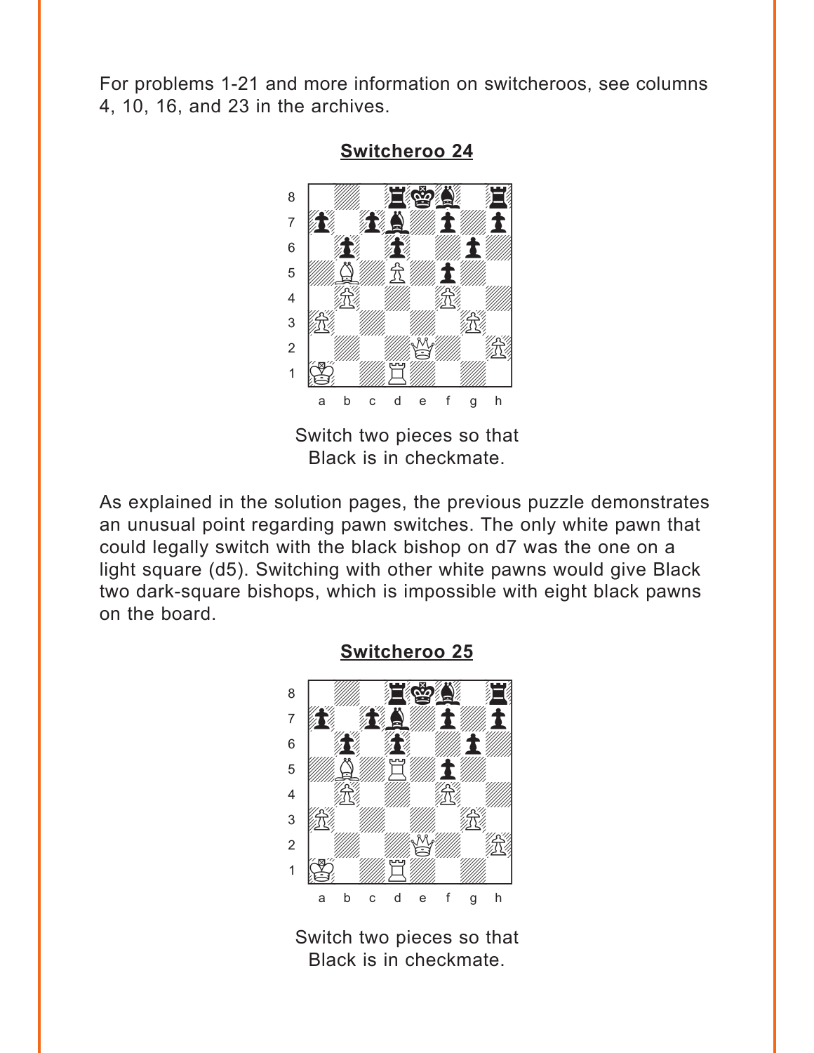For problems 1-21 and more information on switcheroos, see columns 4, 10, 16, and 23 in the archives.

## Switcheroo 24

Switch two pieces so that Black is in checkmate.

As explained in the solution pages, the previous puzzle demonstrates an unusual point regarding pawn switches. The only white pawn that could legally switch with the black bishop on d7 was the one on a light square (d5). Switching with other white pawns would give Black two dark-square bishops, which is impossible with eight black pawns on the board.

## Switcheroo 25

Switch two pieces so that Black is in checkmate.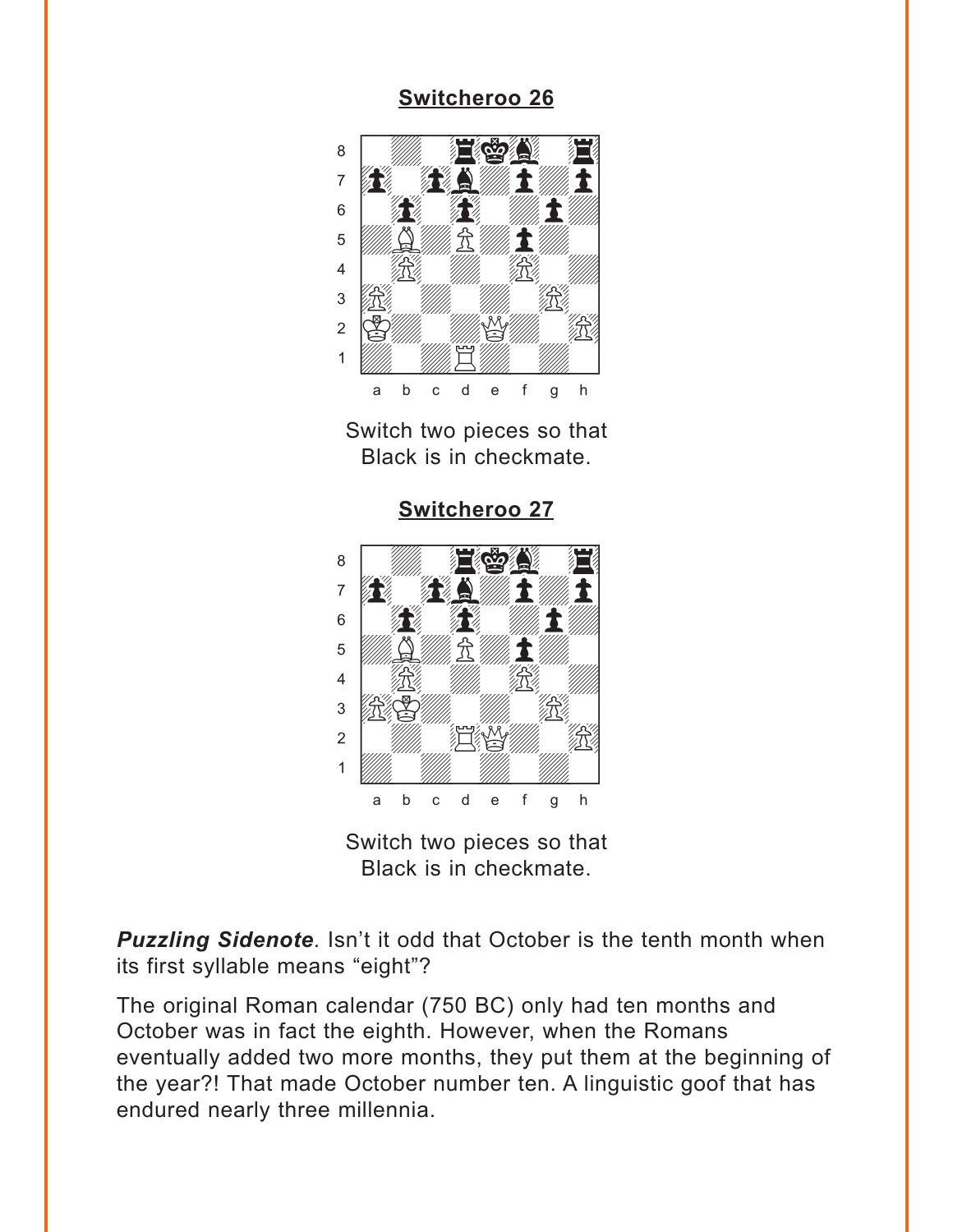## Switcheroo 26

Switch two pieces so that
Black is in checkmate.

## Switcheroo 27

Switch two pieces so that
Black is in checkmate.

***Puzzling Sidenote***. Isn't it odd that October is the tenth month when its first syllable means "eight"?

The original Roman calendar (750 BC) only had ten months and October was in fact the eighth. However, when the Romans eventually added two more months, they put them at the beginning of the year?! That made October number ten. A linguistic goof that has endured nearly three millennia.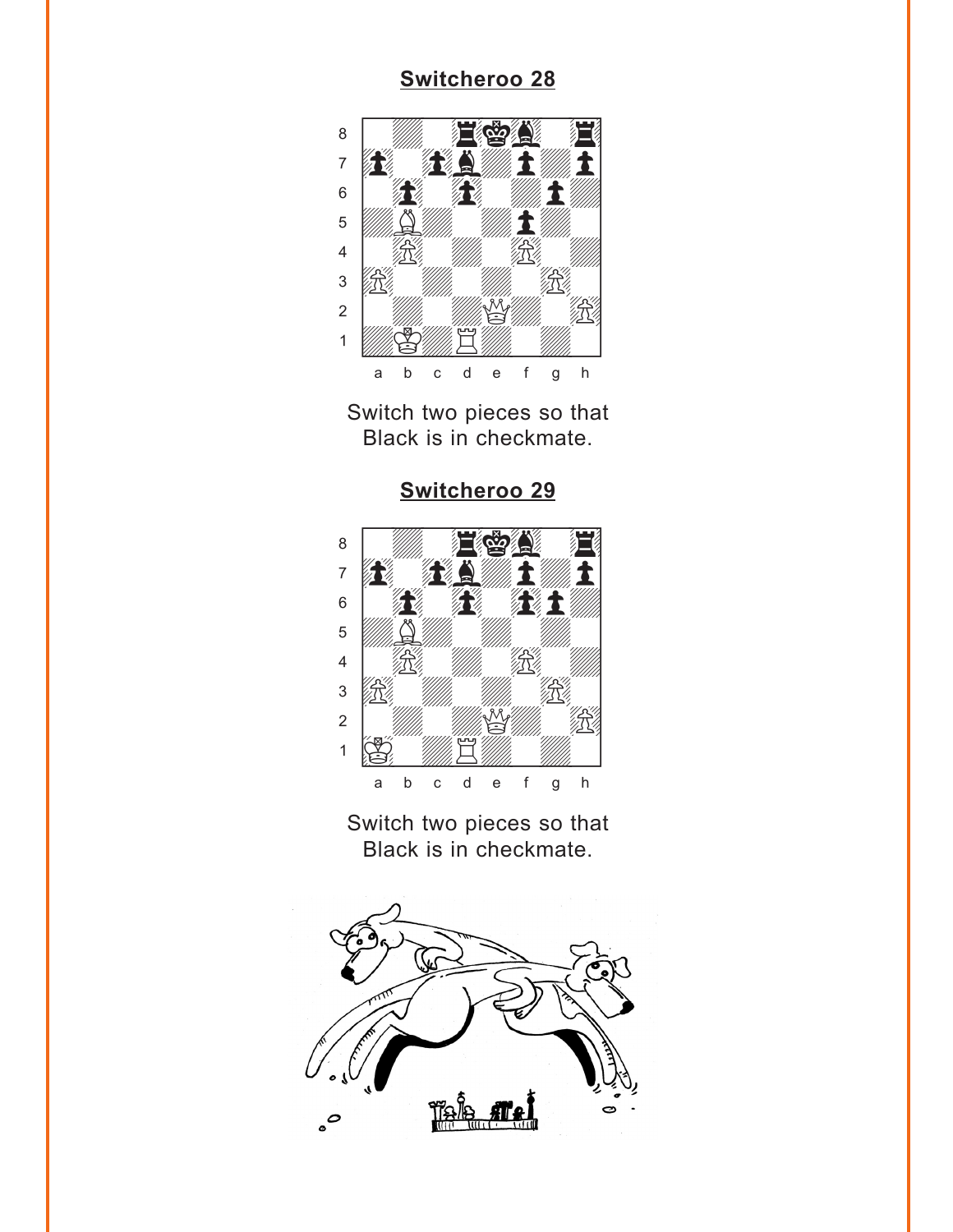## Switcheroo 28

Switch two pieces so that Black is in checkmate.

## Switcheroo 29

Switch two pieces so that Black is in checkmate.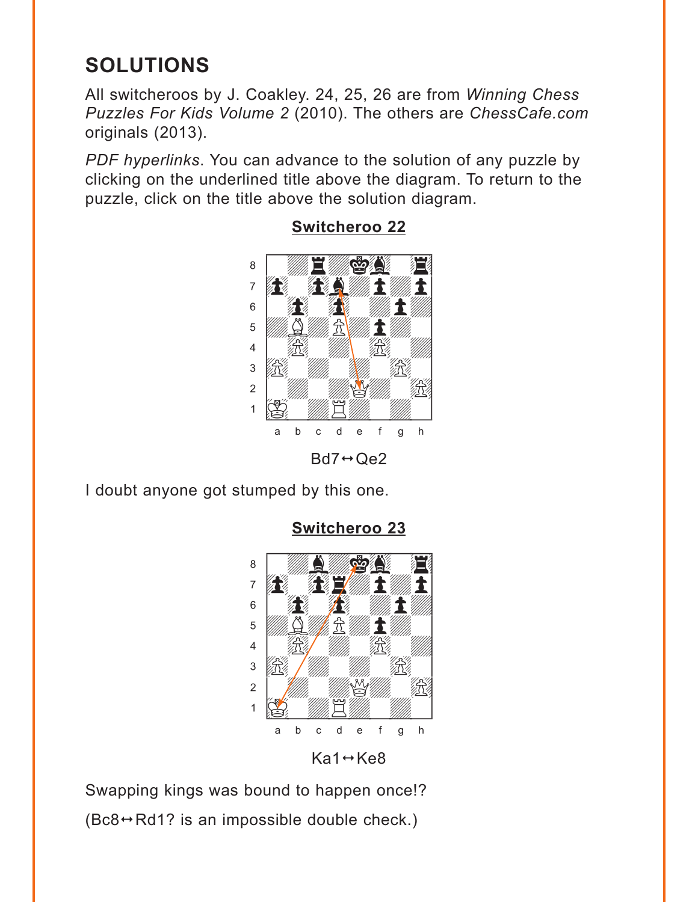# SOLUTIONS

All switcheroos by J. Coakley. 24, 25, 26 are from *Winning Chess Puzzles For Kids Volume 2* (2010). The others are *ChessCafe.com* originals (2013).

*PDF hyperlinks*. You can advance to the solution of any puzzle by clicking on the underlined title above the diagram. To return to the puzzle, click on the title above the solution diagram.

## Switcheroo 22

Bd7↔Qe2

I doubt anyone got stumped by this one.

## Switcheroo 23

Ka1↔Ke8

Swapping kings was bound to happen once!?

(Bc8↔Rd1? is an impossible double check.)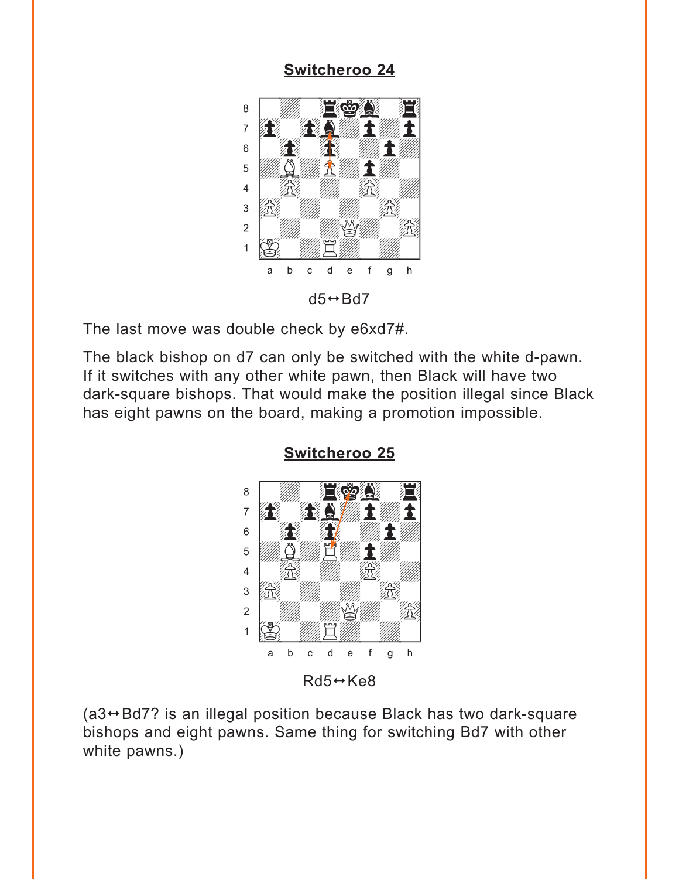**Switcheroo 24**

d5↔Bd7

The last move was double check by e6xd7#.

The black bishop on d7 can only be switched with the white d-pawn. If it switches with any other white pawn, then Black will have two dark-square bishops. That would make the position illegal since Black has eight pawns on the board, making a promotion impossible.

**Switcheroo 25**

Rd5↔Ke8

(a3↔Bd7? is an illegal position because Black has two dark-square bishops and eight pawns. Same thing for switching Bd7 with other white pawns.)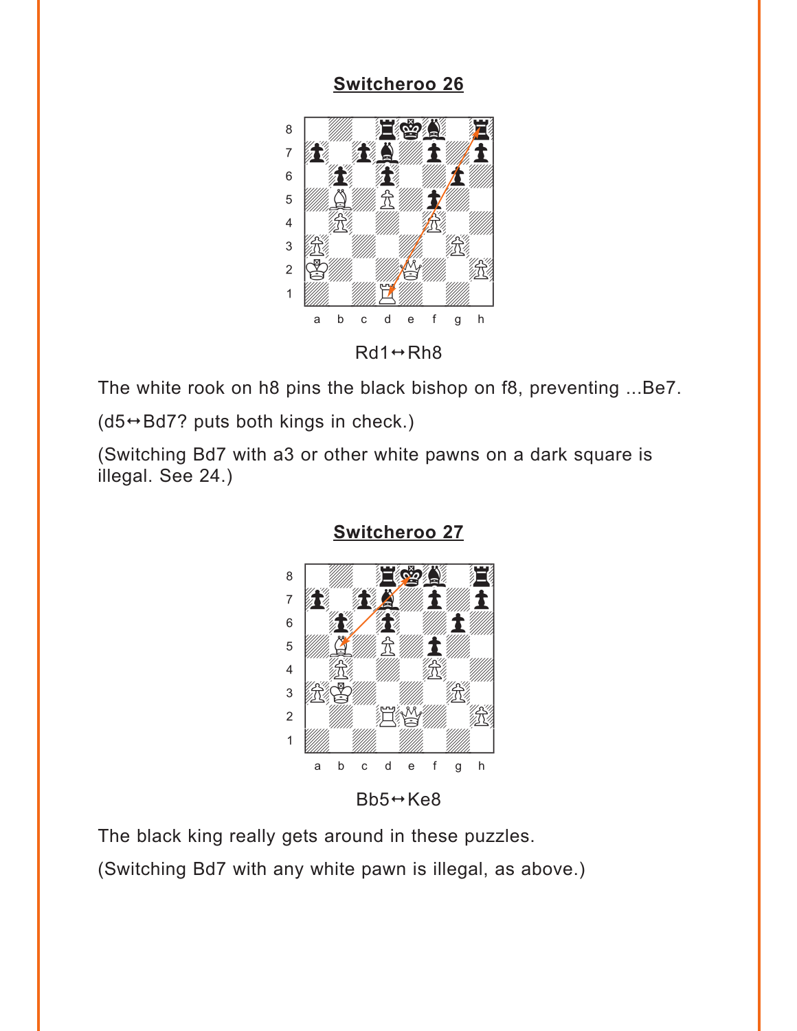## Switcheroo 26

Rd1↔Rh8

The white rook on h8 pins the black bishop on f8, preventing ...Be7.

(d5↔Bd7? puts both kings in check.)

(Switching Bd7 with a3 or other white pawns on a dark square is illegal. See 24.)

## Switcheroo 27

Bb5↔Ke8

The black king really gets around in these puzzles.

(Switching Bd7 with any white pawn is illegal, as above.)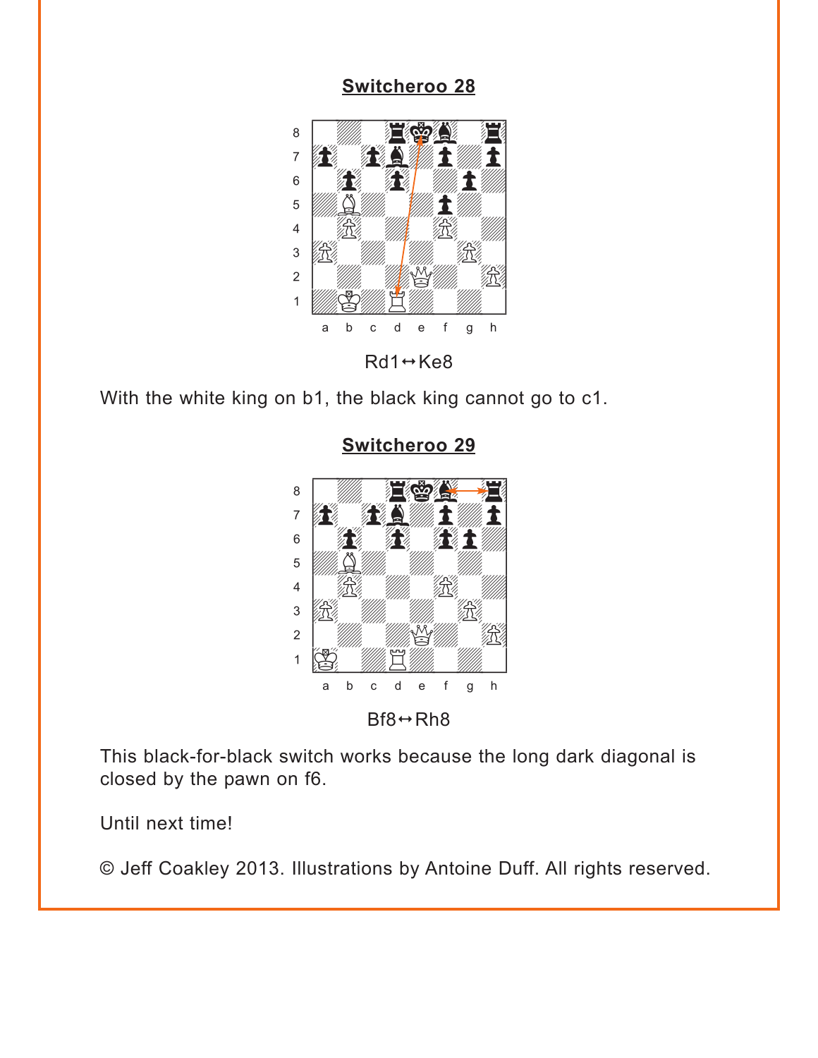## Switcheroo 28

Rd1↔Ke8

With the white king on b1, the black king cannot go to c1.

## Switcheroo 29

Bf8↔Rh8

This black-for-black switch works because the long dark diagonal is closed by the pawn on f6.

Until next time!

© Jeff Coakley 2013. Illustrations by Antoine Duff. All rights reserved.